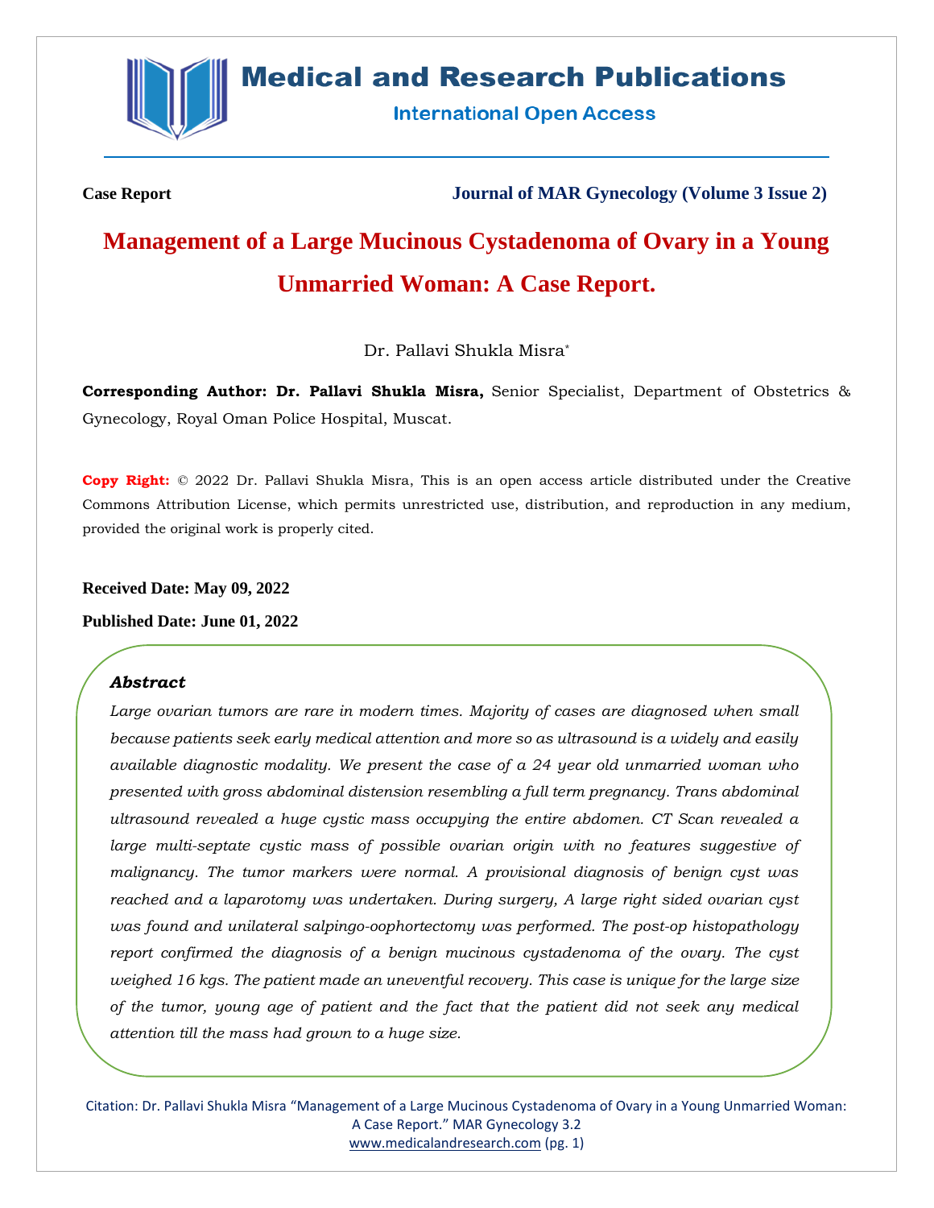**Case Report** **Journal of MAR Gynecology (Volume 3 Issue 2)**

# Management of a Large Mucinous Cystadenoma of Ovary in a Young Unmarried Woman: A Case Report.

Dr. Pallavi Shukla Misra*

**Corresponding Author: Dr. Pallavi Shukla Misra,** Senior Specialist, Department of Obstetrics & Gynecology, Royal Oman Police Hospital, Muscat.

**Copy Right:** © 2022 Dr. Pallavi Shukla Misra, This is an open access article distributed under the Creative Commons Attribution License, which permits unrestricted use, distribution, and reproduction in any medium, provided the original work is properly cited.

**Received Date: May 09, 2022**

**Published Date: June 01, 2022**

### *Abstract*

*Large ovarian tumors are rare in modern times. Majority of cases are diagnosed when small because patients seek early medical attention and more so as ultrasound is a widely and easily available diagnostic modality. We present the case of a 24 year old unmarried woman who presented with gross abdominal distension resembling a full term pregnancy. Trans abdominal ultrasound revealed a huge cystic mass occupying the entire abdomen. CT Scan revealed a large multi-septate cystic mass of possible ovarian origin with no features suggestive of malignancy. The tumor markers were normal. A provisional diagnosis of benign cyst was reached and a laparotomy was undertaken. During surgery, A large right sided ovarian cyst was found and unilateral salpingo-oophortectomy was performed. The post-op histopathology report confirmed the diagnosis of a benign mucinous cystadenoma of the ovary. The cyst weighed 16 kgs. The patient made an uneventful recovery. This case is unique for the large size of the tumor, young age of patient and the fact that the patient did not seek any medical attention till the mass had grown to a huge size.*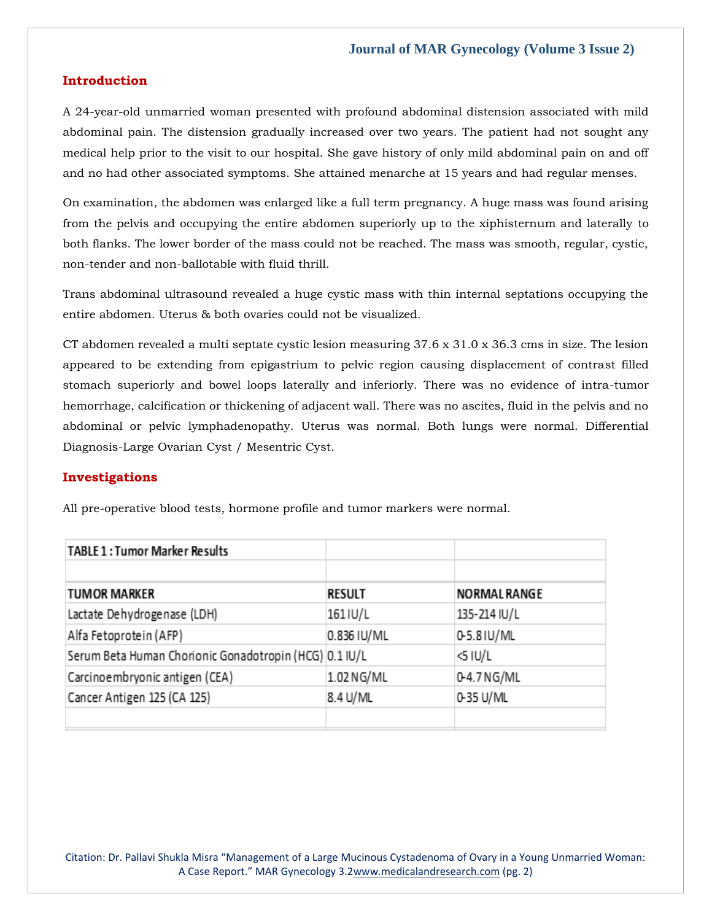## Introduction

A 24-year-old unmarried woman presented with profound abdominal distension associated with mild abdominal pain. The distension gradually increased over two years. The patient had not sought any medical help prior to the visit to our hospital. She gave history of only mild abdominal pain on and off and no had other associated symptoms. She attained menarche at 15 years and had regular menses.

On examination, the abdomen was enlarged like a full term pregnancy. A huge mass was found arising from the pelvis and occupying the entire abdomen superiorly up to the xiphisternum and laterally to both flanks. The lower border of the mass could not be reached. The mass was smooth, regular, cystic, non-tender and non-ballotable with fluid thrill.

Trans abdominal ultrasound revealed a huge cystic mass with thin internal septations occupying the entire abdomen. Uterus & both ovaries could not be visualized.

CT abdomen revealed a multi septate cystic lesion measuring 37.6 x 31.0 x 36.3 cms in size. The lesion appeared to be extending from epigastrium to pelvic region causing displacement of contrast filled stomach superiorly and bowel loops laterally and inferiorly. There was no evidence of intra-tumor hemorrhage, calcification or thickening of adjacent wall. There was no ascites, fluid in the pelvis and no abdominal or pelvic lymphadenopathy. Uterus was normal. Both lungs were normal. Differential Diagnosis-Large Ovarian Cyst / Mesentric Cyst.

## Investigations

All pre-operative blood tests, hormone profile and tumor markers were normal.

TABLE 1 : Tumor Marker Results

| TUMOR MARKER | RESULT | NORMAL RANGE |
|---|---|---|
| Lactate Dehydrogenase (LDH) | 161 IU/L | 135-214 IU/L |
| Alfa Fetoprotein (AFP) | 0.836 IU/ML | 0-5.8 IU/ML |
| Serum Beta Human Chorionic Gonadotropin (HCG) | 0.1 IU/L | <5 IU/L |
| Carcinoembryonic antigen (CEA) | 1.02 NG/ML | 0-4.7 NG/ML |
| Cancer Antigen 125 (CA 125) | 8.4 U/ML | 0-35 U/ML |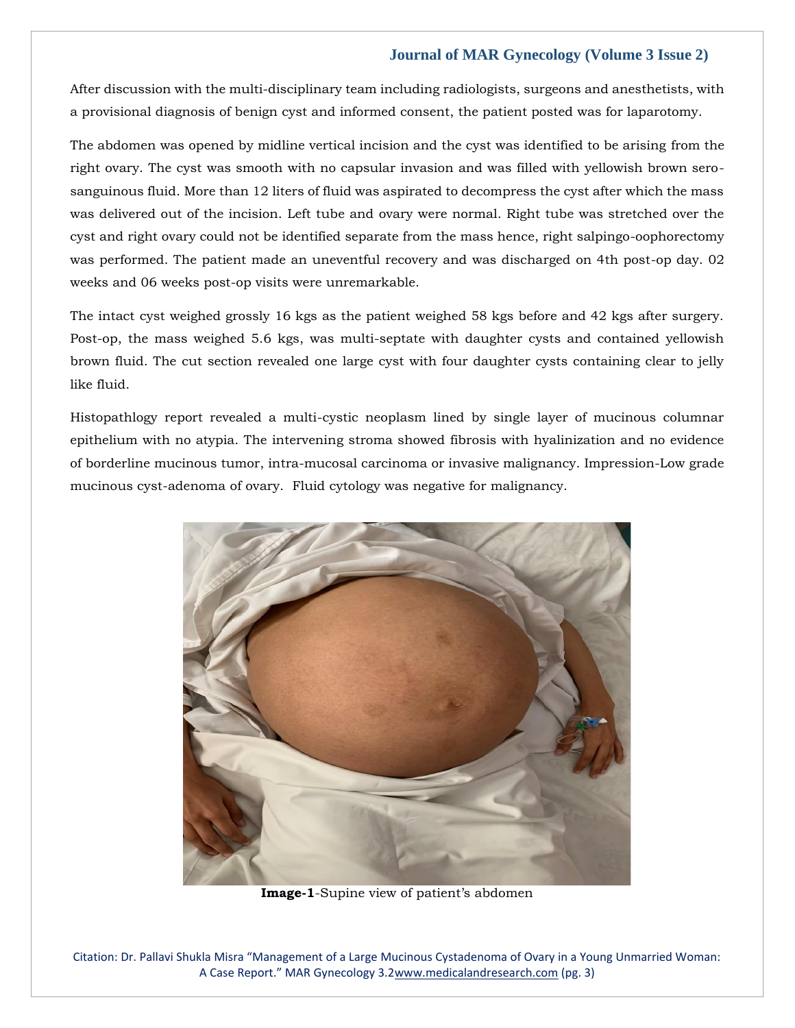After discussion with the multi-disciplinary team including radiologists, surgeons and anesthetists, with a provisional diagnosis of benign cyst and informed consent, the patient posted was for laparotomy.

The abdomen was opened by midline vertical incision and the cyst was identified to be arising from the right ovary. The cyst was smooth with no capsular invasion and was filled with yellowish brown sero-sanguinous fluid. More than 12 liters of fluid was aspirated to decompress the cyst after which the mass was delivered out of the incision. Left tube and ovary were normal. Right tube was stretched over the cyst and right ovary could not be identified separate from the mass hence, right salpingo-oophorectomy was performed. The patient made an uneventful recovery and was discharged on 4th post-op day. 02 weeks and 06 weeks post-op visits were unremarkable.

The intact cyst weighed grossly 16 kgs as the patient weighed 58 kgs before and 42 kgs after surgery. Post-op, the mass weighed 5.6 kgs, was multi-septate with daughter cysts and contained yellowish brown fluid. The cut section revealed one large cyst with four daughter cysts containing clear to jelly like fluid.

Histopathlogy report revealed a multi-cystic neoplasm lined by single layer of mucinous columnar epithelium with no atypia. The intervening stroma showed fibrosis with hyalinization and no evidence of borderline mucinous tumor, intra-mucosal carcinoma or invasive malignancy. Impression-Low grade mucinous cyst-adenoma of ovary. Fluid cytology was negative for malignancy.

**Image-1**-Supine view of patient's abdomen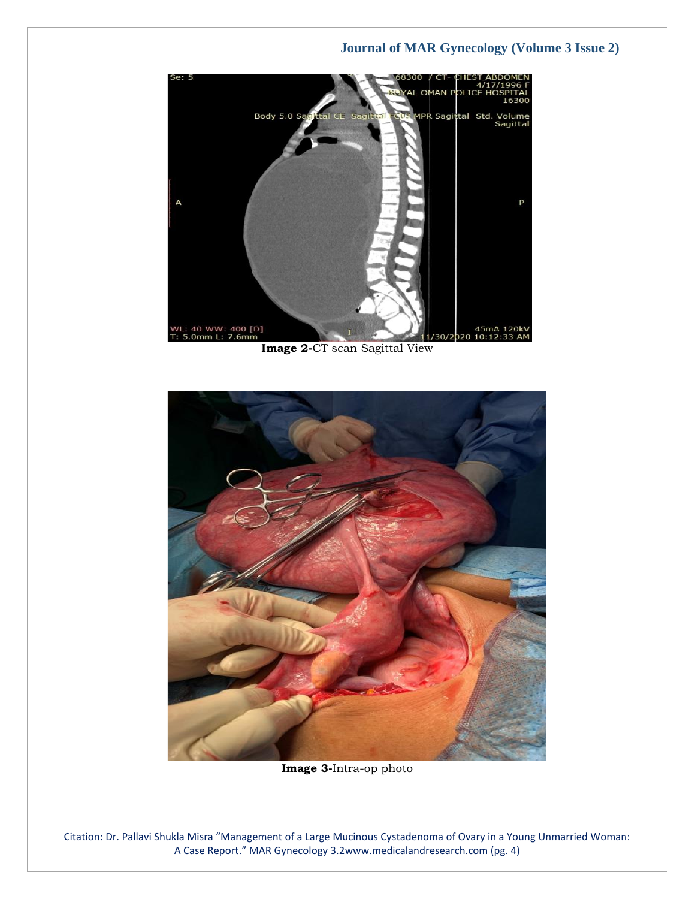**Image 2-**CT scan Sagittal View

**Image 3-**Intra-op photo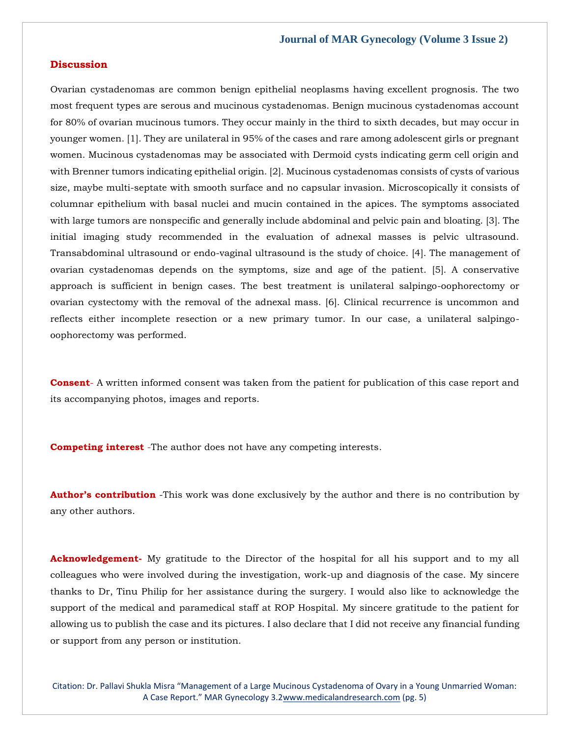## Discussion

Ovarian cystadenomas are common benign epithelial neoplasms having excellent prognosis. The two most frequent types are serous and mucinous cystadenomas. Benign mucinous cystadenomas account for 80% of ovarian mucinous tumors. They occur mainly in the third to sixth decades, but may occur in younger women. [1]. They are unilateral in 95% of the cases and rare among adolescent girls or pregnant women. Mucinous cystadenomas may be associated with Dermoid cysts indicating germ cell origin and with Brenner tumors indicating epithelial origin. [2]. Mucinous cystadenomas consists of cysts of various size, maybe multi-septate with smooth surface and no capsular invasion. Microscopically it consists of columnar epithelium with basal nuclei and mucin contained in the apices. The symptoms associated with large tumors are nonspecific and generally include abdominal and pelvic pain and bloating. [3]. The initial imaging study recommended in the evaluation of adnexal masses is pelvic ultrasound. Transabdominal ultrasound or endo-vaginal ultrasound is the study of choice. [4]. The management of ovarian cystadenomas depends on the symptoms, size and age of the patient. [5]. A conservative approach is sufficient in benign cases. The best treatment is unilateral salpingo-oophorectomy or ovarian cystectomy with the removal of the adnexal mass. [6]. Clinical recurrence is uncommon and reflects either incomplete resection or a new primary tumor. In our case, a unilateral salpingo-oophorectomy was performed.

**Consent**- A written informed consent was taken from the patient for publication of this case report and its accompanying photos, images and reports.

**Competing interest** -The author does not have any competing interests.

**Author's contribution** -This work was done exclusively by the author and there is no contribution by any other authors.

**Acknowledgement-** My gratitude to the Director of the hospital for all his support and to my all colleagues who were involved during the investigation, work-up and diagnosis of the case. My sincere thanks to Dr, Tinu Philip for her assistance during the surgery. I would also like to acknowledge the support of the medical and paramedical staff at ROP Hospital. My sincere gratitude to the patient for allowing us to publish the case and its pictures. I also declare that I did not receive any financial funding or support from any person or institution.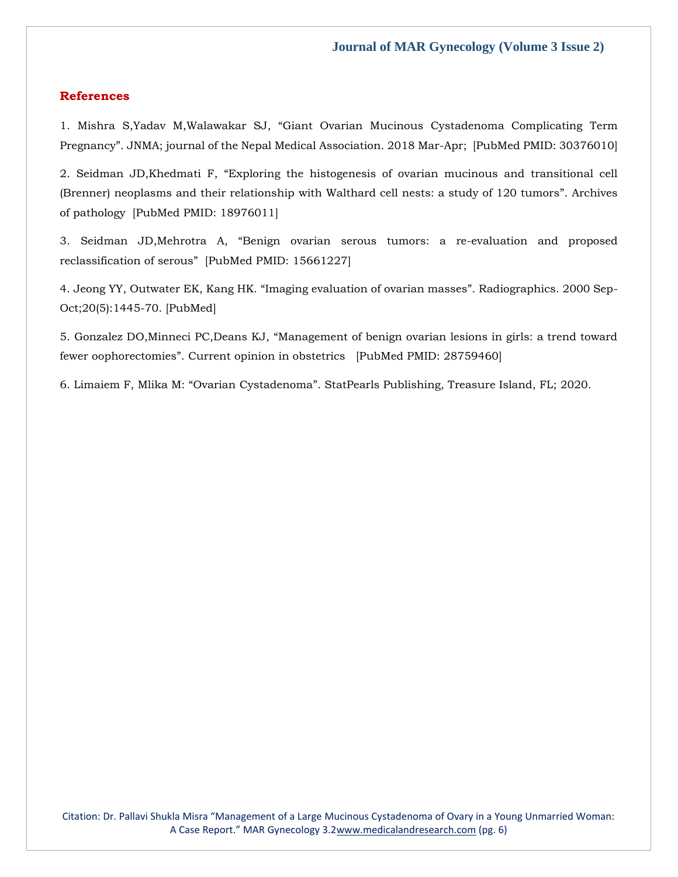## References

1. Mishra S,Yadav M,Walawakar SJ, "Giant Ovarian Mucinous Cystadenoma Complicating Term Pregnancy". JNMA; journal of the Nepal Medical Association. 2018 Mar-Apr; [PubMed PMID: 30376010]

2. Seidman JD,Khedmati F, "Exploring the histogenesis of ovarian mucinous and transitional cell (Brenner) neoplasms and their relationship with Walthard cell nests: a study of 120 tumors". Archives of pathology [PubMed PMID: 18976011]

3. Seidman JD,Mehrotra A, "Benign ovarian serous tumors: a re-evaluation and proposed reclassification of serous" [PubMed PMID: 15661227]

4. Jeong YY, Outwater EK, Kang HK. "Imaging evaluation of ovarian masses". Radiographics. 2000 Sep-Oct;20(5):1445-70. [PubMed]

5. Gonzalez DO,Minneci PC,Deans KJ, "Management of benign ovarian lesions in girls: a trend toward fewer oophorectomies". Current opinion in obstetrics [PubMed PMID: 28759460]

6. Limaiem F, Mlika M: "Ovarian Cystadenoma". StatPearls Publishing, Treasure Island, FL; 2020.